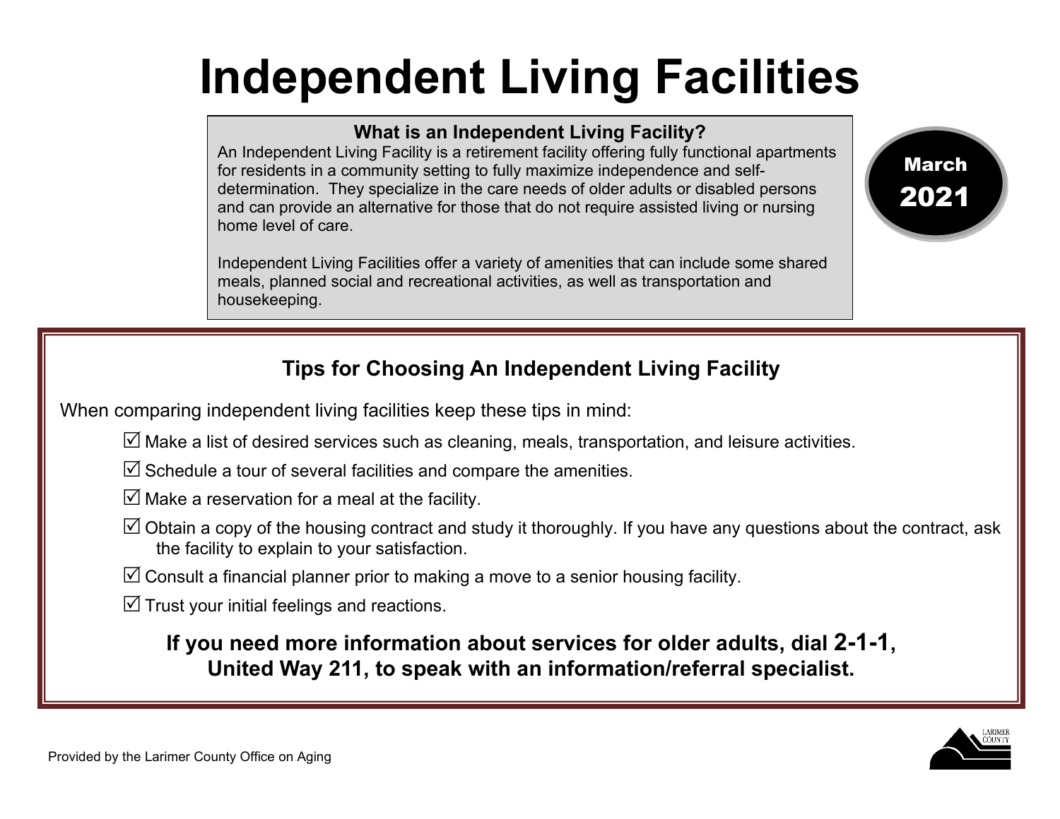# Independent Living Facilities

**March 2021**

### What is an Independent Living Facility?

An Independent Living Facility is a retirement facility offering fully functional apartments for residents in a community setting to fully maximize independence and self-determination. They specialize in the care needs of older adults or disabled persons and can provide an alternative for those that do not require assisted living or nursing home level of care.

Independent Living Facilities offer a variety of amenities that can include some shared meals, planned social and recreational activities, as well as transportation and housekeeping.

## Tips for Choosing An Independent Living Facility

When comparing independent living facilities keep these tips in mind:

- ☑ Make a list of desired services such as cleaning, meals, transportation, and leisure activities.
- ☑ Schedule a tour of several facilities and compare the amenities.
- ☑ Make a reservation for a meal at the facility.
- ☑ Obtain a copy of the housing contract and study it thoroughly. If you have any questions about the contract, ask the facility to explain to your satisfaction.
- ☑ Consult a financial planner prior to making a move to a senior housing facility.
- ☑ Trust your initial feelings and reactions.

**If you need more information about services for older adults, dial 2-1-1, United Way 211, to speak with an information/referral specialist.**

Provided by the Larimer County Office on Aging

LARIMER COUNTY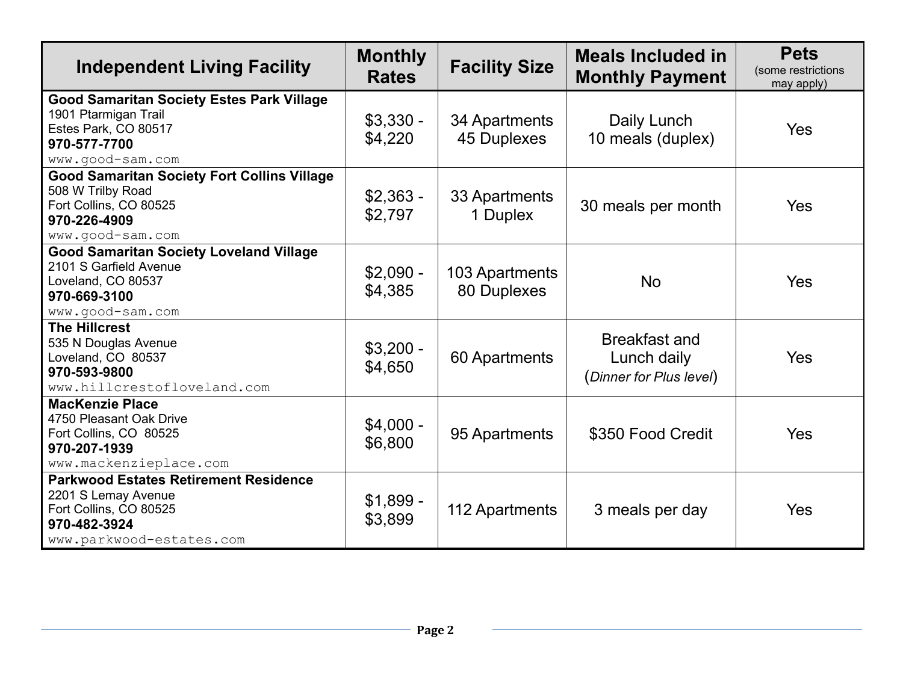| Independent Living Facility | Monthly Rates | Facility Size | Meals Included in Monthly Payment | Pets (some restrictions may apply) |
|---|---|---|---|---|
| **Good Samaritan Society Estes Park Village**<br>1901 Ptarmigan Trail<br>Estes Park, CO 80517<br>**970-577-7700**<br>www.good-sam.com | $3,330 - $4,220 | 34 Apartments<br>45 Duplexes | Daily Lunch<br>10 meals (duplex) | Yes |
| **Good Samaritan Society Fort Collins Village**<br>508 W Trilby Road<br>Fort Collins, CO 80525<br>**970-226-4909**<br>www.good-sam.com | $2,363 - $2,797 | 33 Apartments<br>1 Duplex | 30 meals per month | Yes |
| **Good Samaritan Society Loveland Village**<br>2101 S Garfield Avenue<br>Loveland, CO 80537<br>**970-669-3100**<br>www.good-sam.com | $2,090 - $4,385 | 103 Apartments<br>80 Duplexes | No | Yes |
| **The Hillcrest**<br>535 N Douglas Avenue<br>Loveland, CO 80537<br>**970-593-9800**<br>www.hillcrestofloveland.com | $3,200 - $4,650 | 60 Apartments | Breakfast and Lunch daily<br>(*Dinner for Plus level*) | Yes |
| **MacKenzie Place**<br>4750 Pleasant Oak Drive<br>Fort Collins, CO 80525<br>**970-207-1939**<br>www.mackenzieplace.com | $4,000 - $6,800 | 95 Apartments | $350 Food Credit | Yes |
| **Parkwood Estates Retirement Residence**<br>2201 S Lemay Avenue<br>Fort Collins, CO 80525<br>**970-482-3924**<br>www.parkwood-estates.com | $1,899 - $3,899 | 112 Apartments | 3 meals per day | Yes |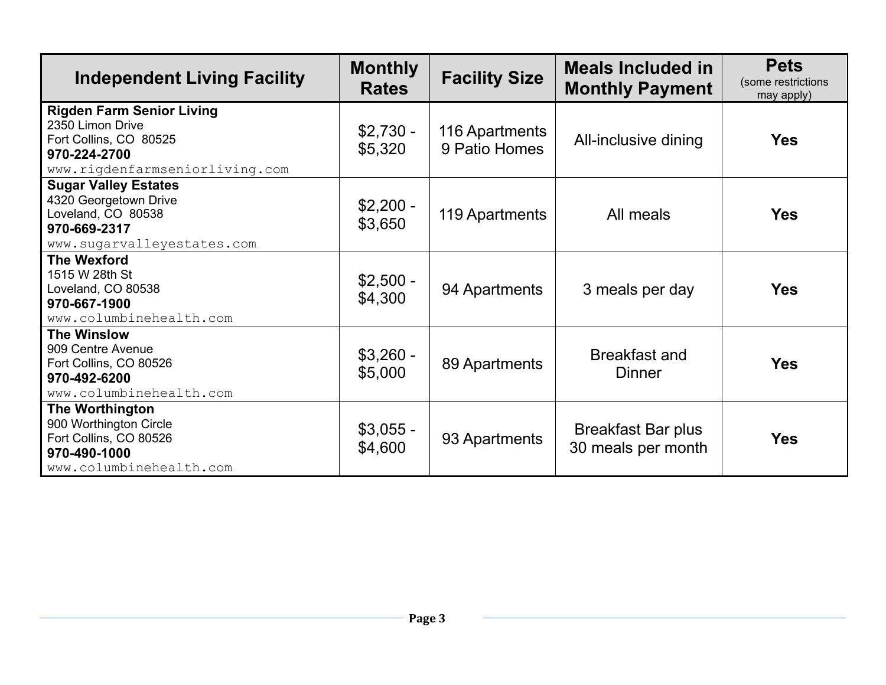| Independent Living Facility | Monthly Rates | Facility Size | Meals Included in Monthly Payment | Pets (some restrictions may apply) |
|---|---|---|---|---|
| **Rigden Farm Senior Living**<br>2350 Limon Drive<br>Fort Collins, CO 80525<br>**970-224-2700**<br>www.rigdenfarmseniorliving.com | $2,730 - $5,320 | 116 Apartments<br>9 Patio Homes | All-inclusive dining | **Yes** |
| **Sugar Valley Estates**<br>4320 Georgetown Drive<br>Loveland, CO 80538<br>**970-669-2317**<br>www.sugarvalleyestates.com | $2,200 - $3,650 | 119 Apartments | All meals | **Yes** |
| **The Wexford**<br>1515 W 28th St<br>Loveland, CO 80538<br>**970-667-1900**<br>www.columbinehealth.com | $2,500 - $4,300 | 94 Apartments | 3 meals per day | **Yes** |
| **The Winslow**<br>909 Centre Avenue<br>Fort Collins, CO 80526<br>**970-492-6200**<br>www.columbinehealth.com | $3,260 - $5,000 | 89 Apartments | Breakfast and Dinner | **Yes** |
| **The Worthington**<br>900 Worthington Circle<br>Fort Collins, CO 80526<br>**970-490-1000**<br>www.columbinehealth.com | $3,055 - $4,600 | 93 Apartments | Breakfast Bar plus 30 meals per month | **Yes** |